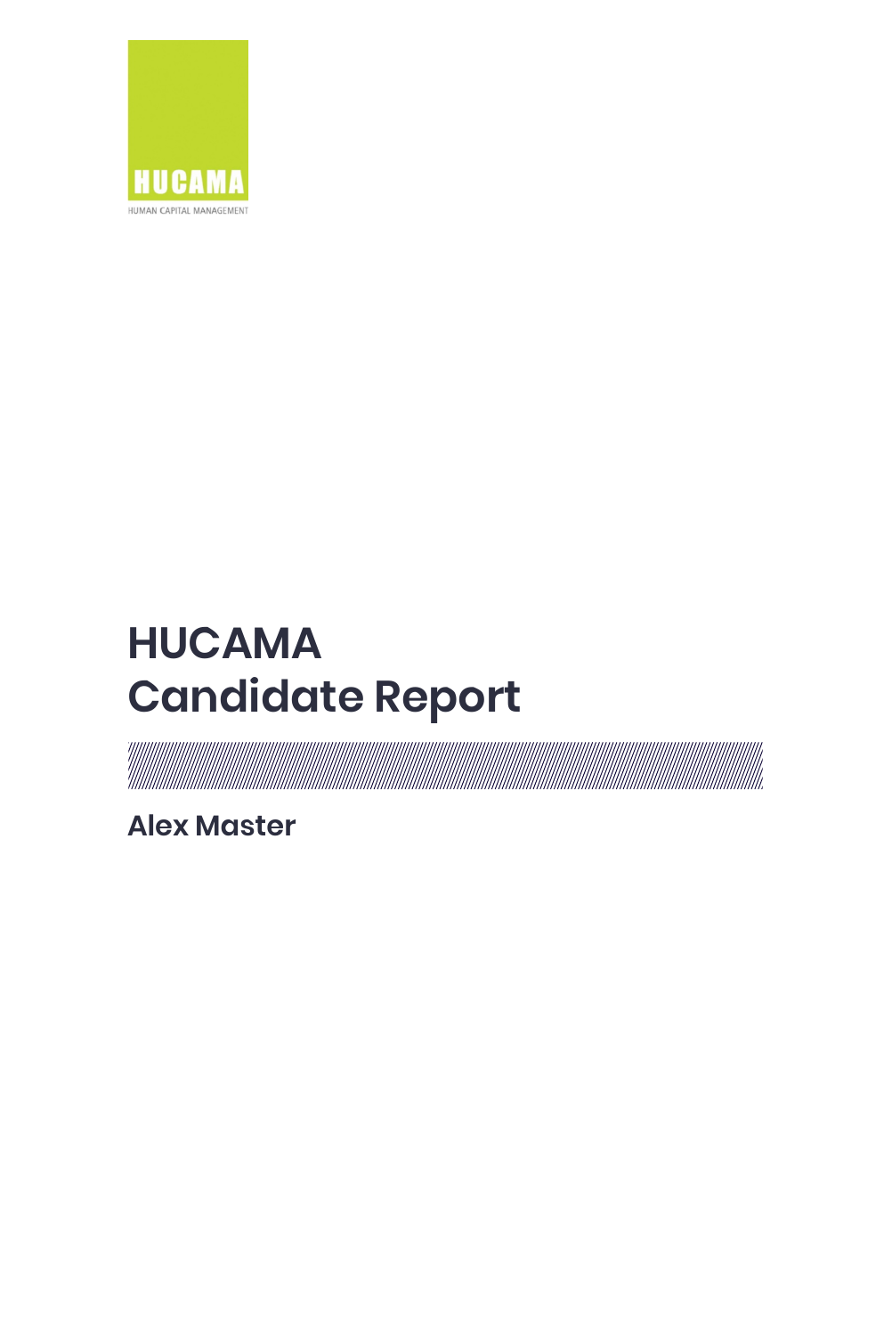HUCAMA

HUMAN CAPITAL MANAGEMENT

# HUCAMA
# Candidate Report

**Alex Master**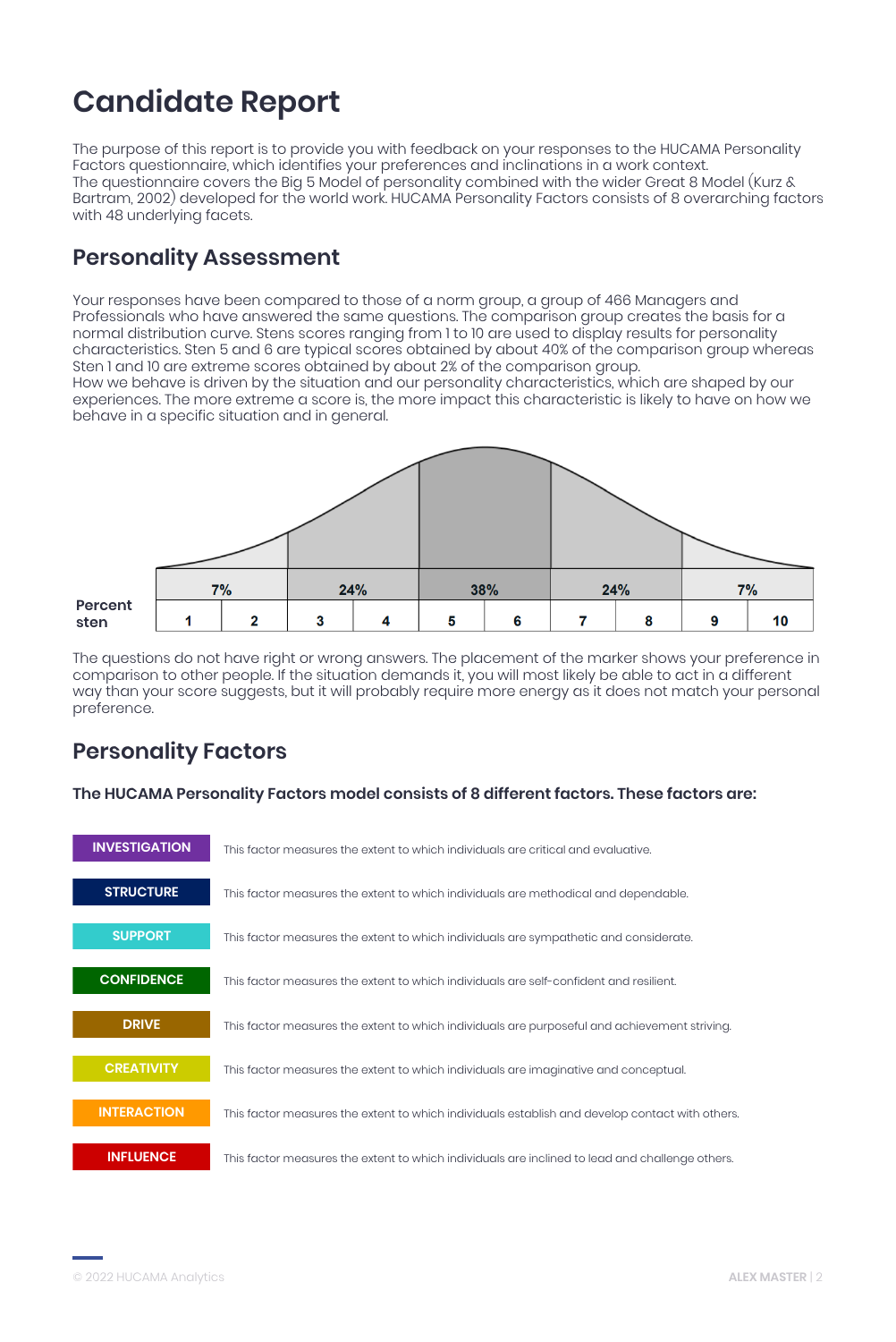# Candidate Report

The purpose of this report is to provide you with feedback on your responses to the HUCAMA Personality Factors questionnaire, which identifies your preferences and inclinations in a work context.
The questionnaire covers the Big 5 Model of personality combined with the wider Great 8 Model (Kurz & Bartram, 2002) developed for the world work. HUCAMA Personality Factors consists of 8 overarching factors with 48 underlying facets.

## Personality Assessment

Your responses have been compared to those of a norm group, a group of 466 Managers and Professionals who have answered the same questions. The comparison group creates the basis for a normal distribution curve. Stens scores ranging from 1 to 10 are used to display results for personality characteristics. Sten 5 and 6 are typical scores obtained by about 40% of the comparison group whereas Sten 1 and 10 are extreme scores obtained by about 2% of the comparison group.
How we behave is driven by the situation and our personality characteristics, which are shaped by our experiences. The more extreme a score is, the more impact this characteristic is likely to have on how we behave in a specific situation and in general.

| Percent | 7% | | 24% | | 38% | | 24% | | 7% | |
|---|---|---|---|---|---|---|---|---|---|---|
| sten | 1 | 2 | 3 | 4 | 5 | 6 | 7 | 8 | 9 | 10 |

The questions do not have right or wrong answers. The placement of the marker shows your preference in comparison to other people. If the situation demands it, you will most likely be able to act in a different way than your score suggests, but it will probably require more energy as it does not match your personal preference.

## Personality Factors

**The HUCAMA Personality Factors model consists of 8 different factors. These factors are:**

| Factor | Description |
|---|---|
| INVESTIGATION | This factor measures the extent to which individuals are critical and evaluative. |
| STRUCTURE | This factor measures the extent to which individuals are methodical and dependable. |
| SUPPORT | This factor measures the extent to which individuals are sympathetic and considerate. |
| CONFIDENCE | This factor measures the extent to which individuals are self-confident and resilient. |
| DRIVE | This factor measures the extent to which individuals are purposeful and achievement striving. |
| CREATIVITY | This factor measures the extent to which individuals are imaginative and conceptual. |
| INTERACTION | This factor measures the extent to which individuals establish and develop contact with others. |
| INFLUENCE | This factor measures the extent to which individuals are inclined to lead and challenge others. |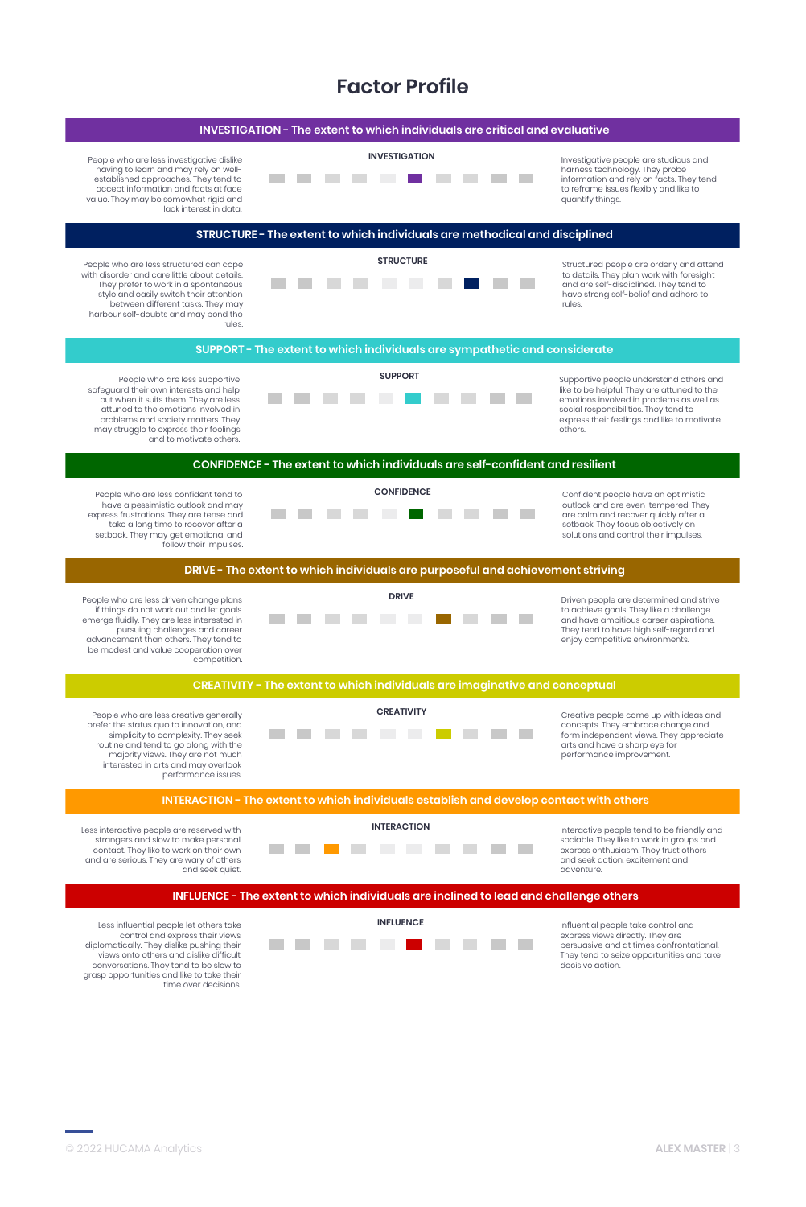# Factor Profile

## INVESTIGATION - The extent to which individuals are critical and evaluative

**INVESTIGATION**

People who are less investigative dislike having to learn and may rely on well-established approaches. They tend to accept information and facts at face value. They may be somewhat rigid and lack interest in data.

Investigative people are studious and harness technology. They probe information and rely on facts. They tend to reframe issues flexibly and like to quantify things.

## STRUCTURE - The extent to which individuals are methodical and disciplined

**STRUCTURE**

People who are less structured can cope with disorder and care little about details. They prefer to work in a spontaneous style and easily switch their attention between different tasks. They may harbour self-doubts and may bend the rules.

Structured people are orderly and attend to details. They plan work with foresight and are self-disciplined. They tend to have strong self-belief and adhere to rules.

## SUPPORT - The extent to which individuals are sympathetic and considerate

**SUPPORT**

People who are less supportive safeguard their own interests and help out when it suits them. They are less attuned to the emotions involved in problems and society matters. They may struggle to express their feelings and to motivate others.

Supportive people understand others and like to be helpful. They are attuned to the emotions involved in problems as well as social responsibilities. They tend to express their feelings and like to motivate others.

## CONFIDENCE - The extent to which individuals are self-confident and resilient

**CONFIDENCE**

People who are less confident tend to have a pessimistic outlook and may express frustrations. They are tense and take a long time to recover after a setback. They may get emotional and follow their impulses.

Confident people have an optimistic outlook and are even-tempered. They are calm and recover quickly after a setback. They focus objectively on solutions and control their impulses.

## DRIVE - The extent to which individuals are purposeful and achievement striving

**DRIVE**

People who are less driven change plans if things do not work out and let goals emerge fluidly. They are less interested in pursuing challenges and career advancement than others. They tend to be modest and value cooperation over competition.

Driven people are determined and strive to achieve goals. They like a challenge and have ambitious career aspirations. They tend to have high self-regard and enjoy competitive environments.

## CREATIVITY - The extent to which individuals are imaginative and conceptual

**CREATIVITY**

People who are less creative generally prefer the status quo to innovation, and simplicity to complexity. They seek routine and tend to go along with the majority views. They are not much interested in arts and may overlook performance issues.

Creative people come up with ideas and concepts. They embrace change and form independent views. They appreciate arts and have a sharp eye for performance improvement.

## INTERACTION - The extent to which individuals establish and develop contact with others

**INTERACTION**

Less interactive people are reserved with strangers and slow to make personal contact. They like to work on their own and are serious. They are wary of others and seek quiet.

Interactive people tend to be friendly and sociable. They like to work in groups and express enthusiasm. They trust others and seek action, excitement and adventure.

## INFLUENCE - The extent to which individuals are inclined to lead and challenge others

**INFLUENCE**

Less influential people let others take control and express their views diplomatically. They dislike pushing their views onto others and dislike difficult conversations. They tend to be slow to grasp opportunities and like to take their time over decisions.

Influential people take control and express views directly. They are persuasive and at times confrontational. They tend to seize opportunities and take decisive action.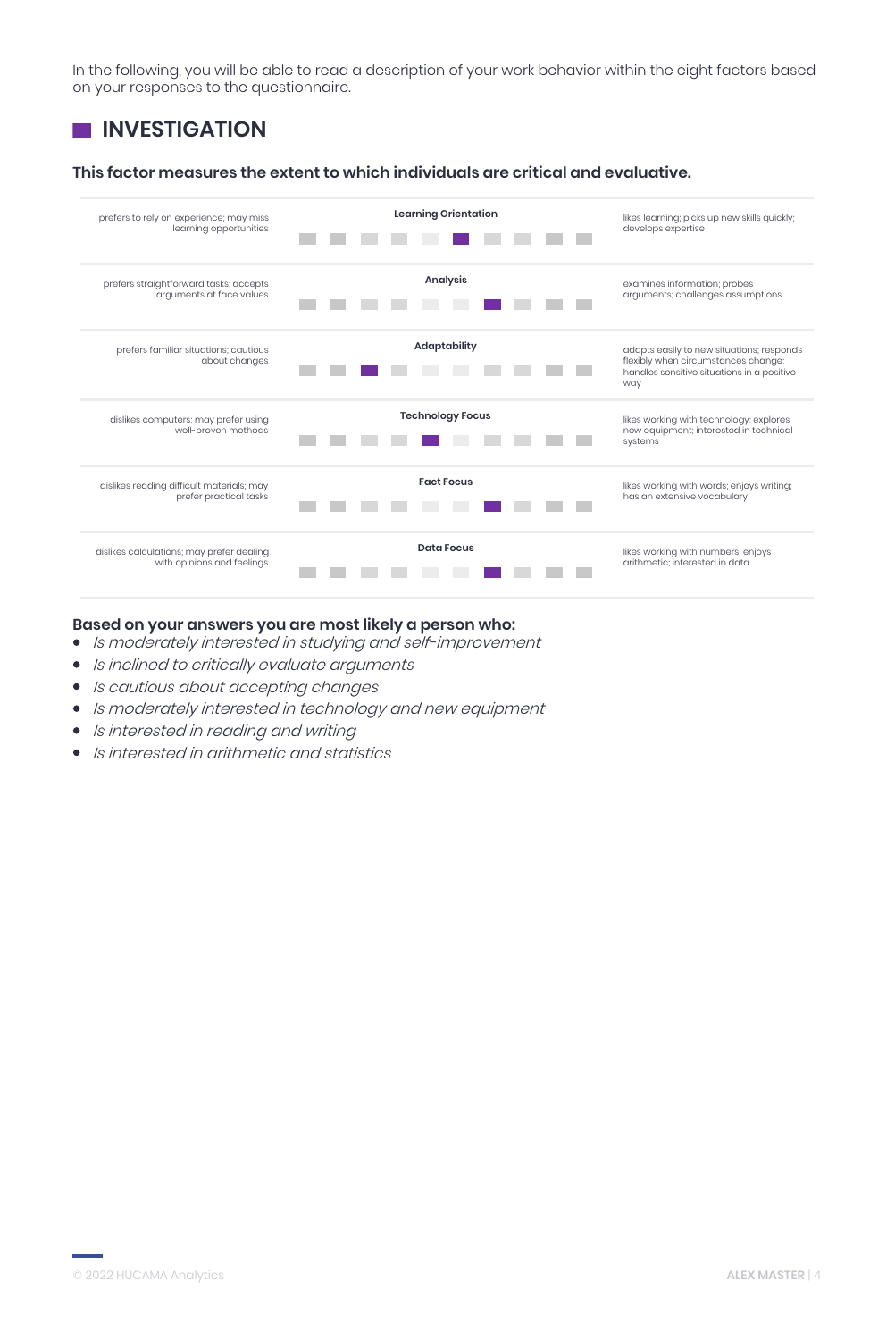In the following, you will be able to read a description of your work behavior within the eight factors based on your responses to the questionnaire.

## INVESTIGATION

**This factor measures the extent to which individuals are critical and evaluative.**

| Low | Factor | Score (1–10) | High |
|---|---|---|---|
| prefers to rely on experience; may miss learning opportunities | **Learning Orientation** | 6 | likes learning; picks up new skills quickly; develops expertise |
| prefers straightforward tasks; accepts arguments at face values | **Analysis** | 7 | examines information; probes arguments; challenges assumptions |
| prefers familiar situations; cautious about changes | **Adaptability** | 3 | adapts easily to new situations; responds flexibly when circumstances change; handles sensitive situations in a positive way |
| dislikes computers; may prefer using well-proven methods | **Technology Focus** | 5 | likes working with technology; explores new equipment; interested in technical systems |
| dislikes reading difficult materials; may prefer practical tasks | **Fact Focus** | 7 | likes working with words; enjoys writing; has an extensive vocabulary |
| dislikes calculations; may prefer dealing with opinions and feelings | **Data Focus** | 7 | likes working with numbers; enjoys arithmetic; interested in data |

**Based on your answers you are most likely a person who:**

- *Is moderately interested in studying and self-improvement*
- *Is inclined to critically evaluate arguments*
- *Is cautious about accepting changes*
- *Is moderately interested in technology and new equipment*
- *Is interested in reading and writing*
- *Is interested in arithmetic and statistics*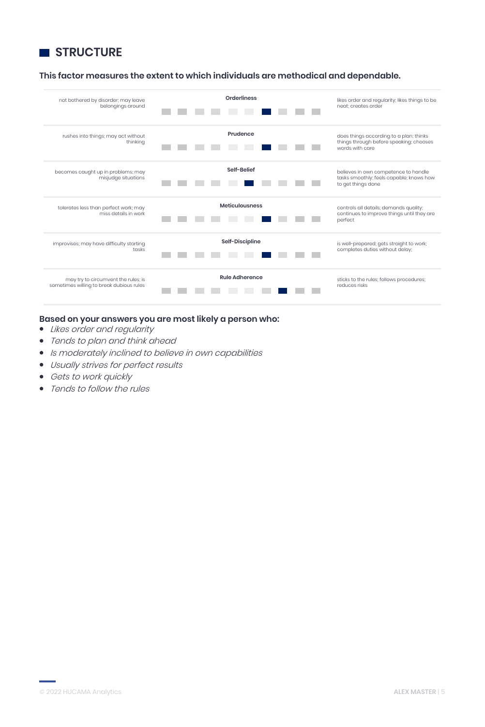## STRUCTURE

**This factor measures the extent to which individuals are methodical and dependable.**

| Low | Scale | High |
|---|---|---|
| not bothered by disorder; may leave belongings around | **Orderliness** | likes order and regularity; likes things to be neat; creates order |
| rushes into things; may act without thinking | **Prudence** | does things according to a plan; thinks things through before speaking; chooses words with care |
| becomes caught up in problems; may misjudge situations | **Self-Belief** | believes in own competence to handle tasks smoothly; feels capable; knows how to get things done |
| tolerates less than perfect work; may miss details in work | **Meticulousness** | controls all details; demands quality; continues to improve things until they are perfect |
| improvises; may have difficulty starting tasks | **Self-Discipline** | is well-prepared; gets straight to work; completes duties without delay; |
| may try to circumvent the rules; is sometimes willing to break dubious rules | **Rule Adherence** | sticks to the rules; follows procedures; reduces risks |

**Based on your answers you are most likely a person who:**

- *Likes order and regularity*
- *Tends to plan and think ahead*
- *Is moderately inclined to believe in own capabilities*
- *Usually strives for perfect results*
- *Gets to work quickly*
- *Tends to follow the rules*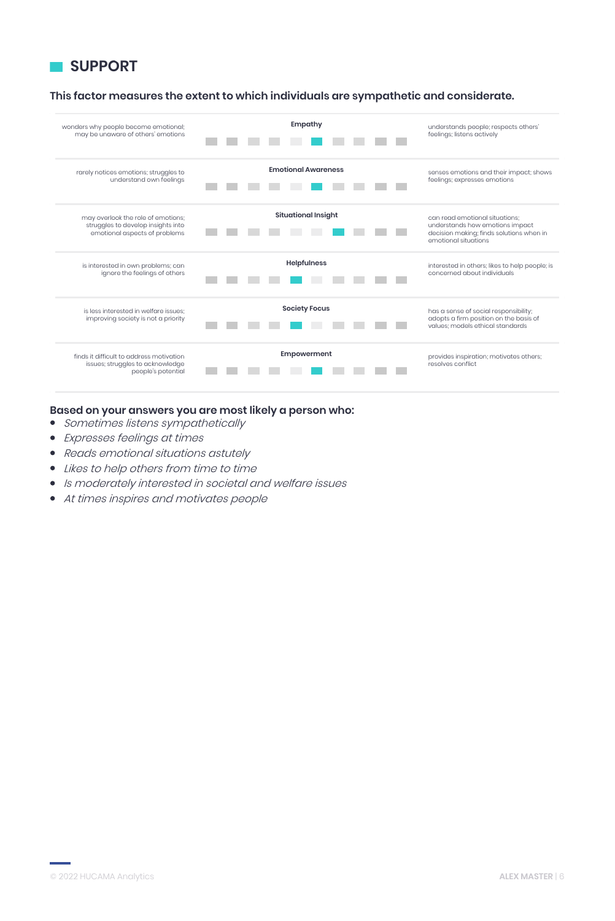## SUPPORT

**This factor measures the extent to which individuals are sympathetic and considerate.**

| Low | Scale | High |
|---|---|---|
| wonders why people become emotional; may be unaware of others' emotions | **Empathy** (6 of 10) | understands people; respects others' feelings; listens actively |
| rarely notices emotions; struggles to understand own feelings | **Emotional Awareness** (6 of 10) | senses emotions and their impact; shows feelings; expresses emotions |
| may overlook the role of emotions; struggles to develop insights into emotional aspects of problems | **Situational Insight** (7 of 10) | can read emotional situations; understands how emotions impact decision making; finds solutions when in emotional situations |
| is interested in own problems; can ignore the feelings of others | **Helpfulness** (5 of 10) | interested in others; likes to help people; is concerned about individuals |
| is less interested in welfare issues; improving society is not a priority | **Society Focus** (5 of 10) | has a sense of social responsibility; adopts a firm position on the basis of values; models ethical standards |
| finds it difficult to address motivation issues; struggles to acknowledge people's potential | **Empowerment** (6 of 10) | provides inspiration; motivates others; resolves conflict |

**Based on your answers you are most likely a person who:**

- *Sometimes listens sympathetically*
- *Expresses feelings at times*
- *Reads emotional situations astutely*
- *Likes to help others from time to time*
- *Is moderately interested in societal and welfare issues*
- *At times inspires and motivates people*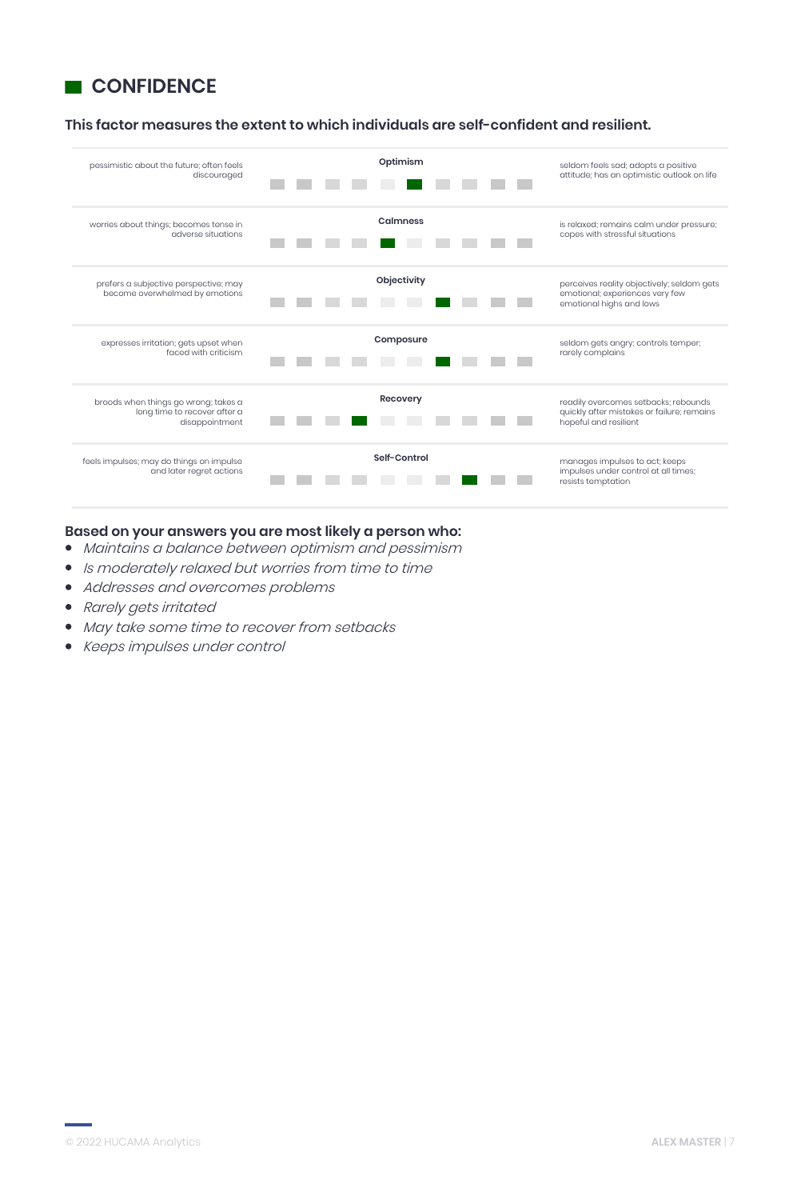## CONFIDENCE

**This factor measures the extent to which individuals are self-confident and resilient.**

| Low | Scale | High |
|---|---|---|
| pessimistic about the future; often feels discouraged | **Optimism** (6 of 10) | seldom feels sad; adopts a positive attitude; has an optimistic outlook on life |
| worries about things; becomes tense in adverse situations | **Calmness** (5 of 10) | is relaxed; remains calm under pressure; copes with stressful situations |
| prefers a subjective perspective; may become overwhelmed by emotions | **Objectivity** (7 of 10) | perceives reality objectively; seldom gets emotional; experiences very few emotional highs and lows |
| expresses irritation; gets upset when faced with criticism | **Composure** (7 of 10) | seldom gets angry; controls temper; rarely complains |
| broods when things go wrong; takes a long time to recover after a disappointment | **Recovery** (4 of 10) | readily overcomes setbacks; rebounds quickly after mistakes or failure; remains hopeful and resilient |
| feels impulses; may do things on impulse and later regret actions | **Self-Control** (8 of 10) | manages impulses to act; keeps impulses under control at all times; resists temptation |

**Based on your answers you are most likely a person who:**

- *Maintains a balance between optimism and pessimism*
- *Is moderately relaxed but worries from time to time*
- *Addresses and overcomes problems*
- *Rarely gets irritated*
- *May take some time to recover from setbacks*
- *Keeps impulses under control*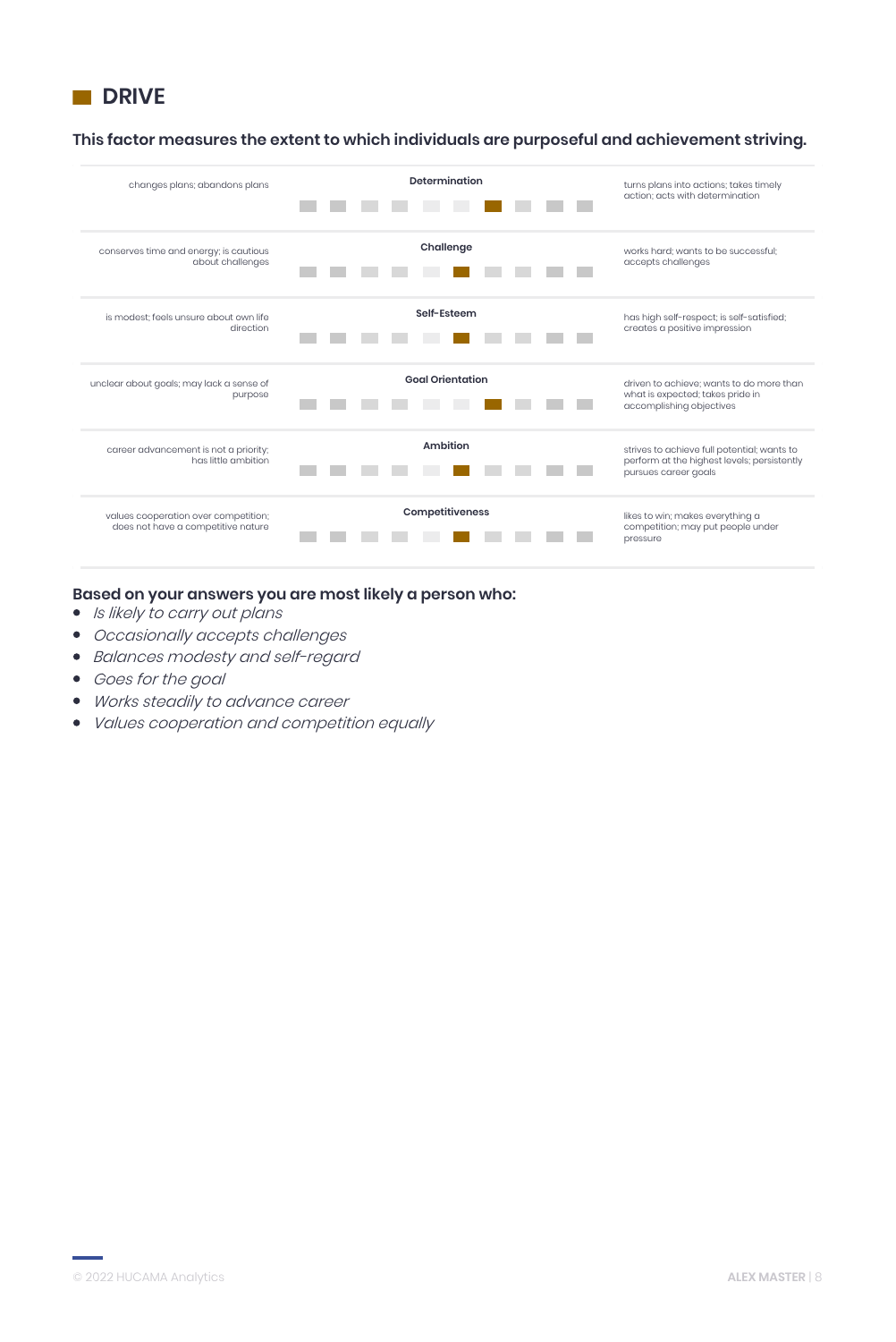## DRIVE

**This factor measures the extent to which individuals are purposeful and achievement striving.**

| Low | Scale | High |
|---|---|---|
| changes plans; abandons plans | **Determination** (7 of 10) | turns plans into actions; takes timely action; acts with determination |
| conserves time and energy; is cautious about challenges | **Challenge** (6 of 10) | works hard; wants to be successful; accepts challenges |
| is modest; feels unsure about own life direction | **Self-Esteem** (6 of 10) | has high self-respect; is self-satisfied; creates a positive impression |
| unclear about goals; may lack a sense of purpose | **Goal Orientation** (7 of 10) | driven to achieve; wants to do more than what is expected; takes pride in accomplishing objectives |
| career advancement is not a priority; has little ambition | **Ambition** (6 of 10) | strives to achieve full potential; wants to perform at the highest levels; persistently pursues career goals |
| values cooperation over competition; does not have a competitive nature | **Competitiveness** (6 of 10) | likes to win; makes everything a competition; may put people under pressure |

**Based on your answers you are most likely a person who:**

- *Is likely to carry out plans*
- *Occasionally accepts challenges*
- *Balances modesty and self-regard*
- *Goes for the goal*
- *Works steadily to advance career*
- *Values cooperation and competition equally*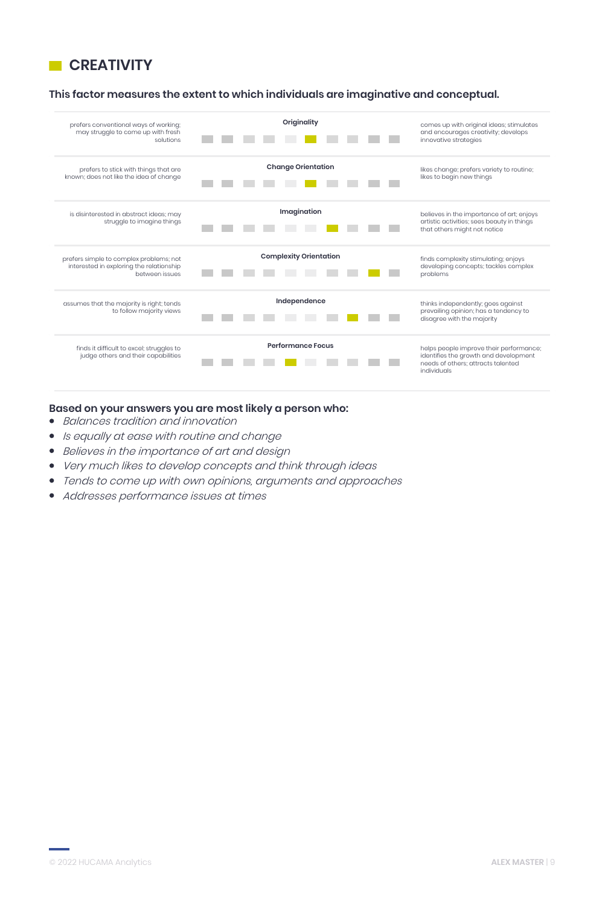# CREATIVITY

**This factor measures the extent to which individuals are imaginative and conceptual.**

| Low | Scale | High |
|---|---|---|
| prefers conventional ways of working; may struggle to come up with fresh solutions | **Originality** | comes up with original ideas; stimulates and encourages creativity; develops innovative strategies |
| prefers to stick with things that are known; does not like the idea of change | **Change Orientation** | likes change; prefers variety to routine; likes to begin new things |
| is disinterested in abstract ideas; may struggle to imagine things | **Imagination** | believes in the importance of art; enjoys artistic activities; sees beauty in things that others might not notice |
| prefers simple to complex problems; not interested in exploring the relationship between issues | **Complexity Orientation** | finds complexity stimulating; enjoys developing concepts; tackles complex problems |
| assumes that the majority is right; tends to follow majority views | **Independence** | thinks independently; goes against prevailing opinion; has a tendency to disagree with the majority |
| finds it difficult to excel; struggles to judge others and their capabilities | **Performance Focus** | helps people improve their performance; identifies the growth and development needs of others; attracts talented individuals |

**Based on your answers you are most likely a person who:**

- *Balances tradition and innovation*
- *Is equally at ease with routine and change*
- *Believes in the importance of art and design*
- *Very much likes to develop concepts and think through ideas*
- *Tends to come up with own opinions, arguments and approaches*
- *Addresses performance issues at times*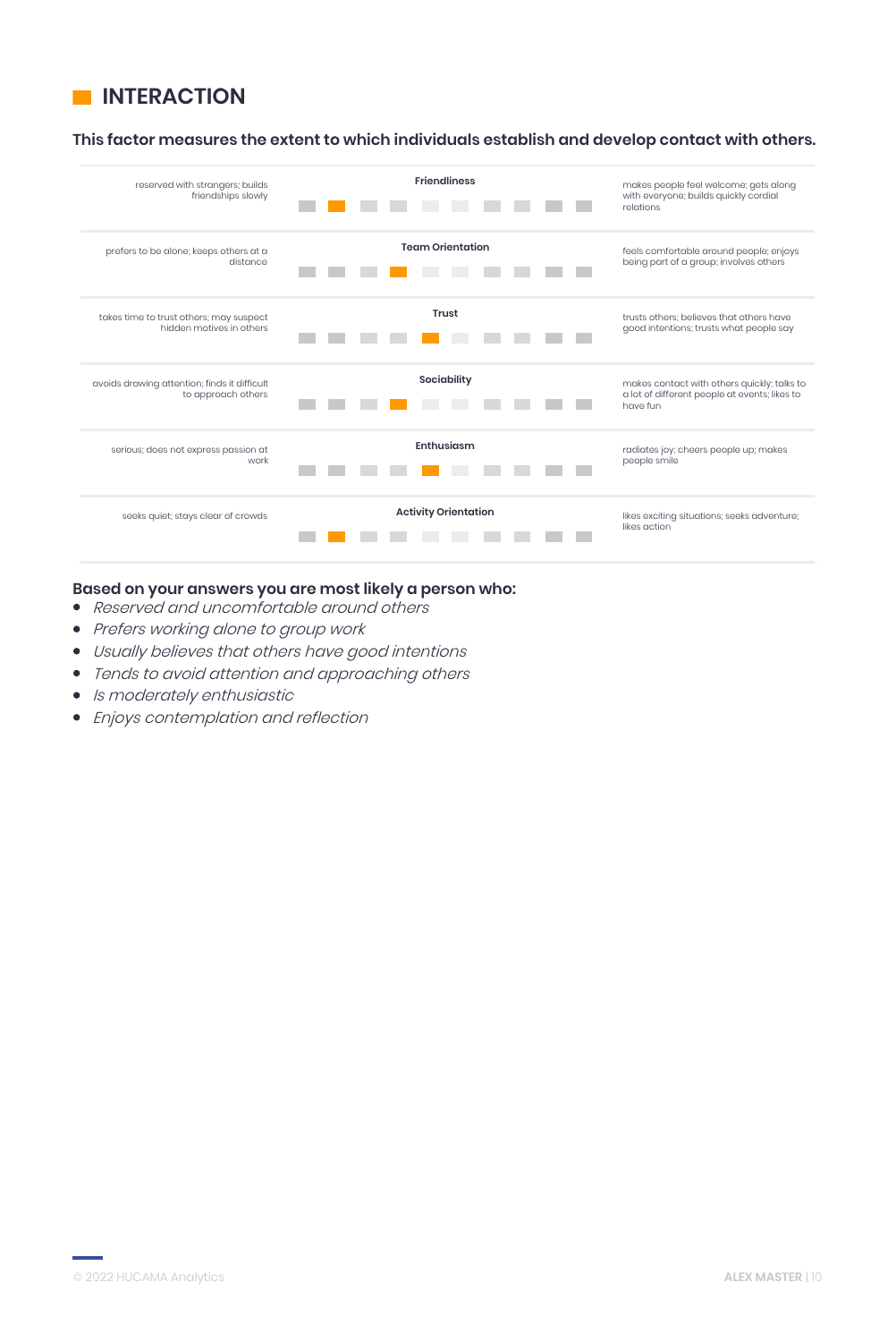## INTERACTION

**This factor measures the extent to which individuals establish and develop contact with others.**

| Low | Scale | High |
|---|---|---|
| reserved with strangers; builds friendships slowly | **Friendliness** (2 of 10) | makes people feel welcome; gets along with everyone; builds quickly cordial relations |
| prefers to be alone; keeps others at a distance | **Team Orientation** (4 of 10) | feels comfortable around people; enjoys being part of a group; involves others |
| takes time to trust others; may suspect hidden motives in others | **Trust** (5 of 10) | trusts others; believes that others have good intentions; trusts what people say |
| avoids drawing attention; finds it difficult to approach others | **Sociability** (4 of 10) | makes contact with others quickly; talks to a lot of different people at events; likes to have fun |
| serious; does not express passion at work | **Enthusiasm** (5 of 10) | radiates joy; cheers people up; makes people smile |
| seeks quiet; stays clear of crowds | **Activity Orientation** (2 of 10) | likes exciting situations; seeks adventure; likes action |

**Based on your answers you are most likely a person who:**

- *Reserved and uncomfortable around others*
- *Prefers working alone to group work*
- *Usually believes that others have good intentions*
- *Tends to avoid attention and approaching others*
- *Is moderately enthusiastic*
- *Enjoys contemplation and reflection*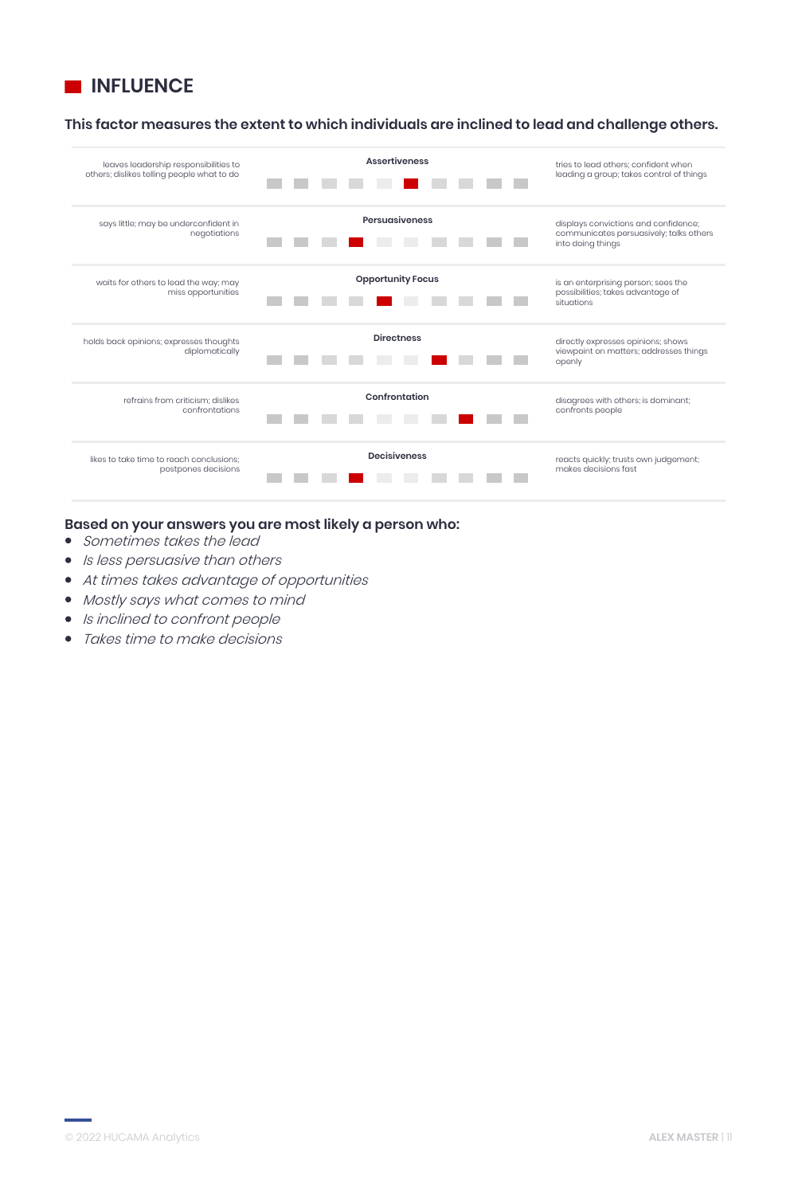# INFLUENCE

**This factor measures the extent to which individuals are inclined to lead and challenge others.**

| Low end | Scale (1–10) | High end |
|---|---|---|
| leaves leadership responsibilities to others; dislikes telling people what to do | **Assertiveness** — 6 | tries to lead others; confident when leading a group; takes control of things |
| says little; may be underconfident in negotiations | **Persuasiveness** — 4 | displays convictions and confidence; communicates persuasively; talks others into doing things |
| waits for others to lead the way; may miss opportunities | **Opportunity Focus** — 5 | is an enterprising person; sees the possibilities; takes advantage of situations |
| holds back opinions; expresses thoughts diplomatically | **Directness** — 7 | directly expresses opinions; shows viewpoint on matters; addresses things openly |
| refrains from criticism; dislikes confrontations | **Confrontation** — 8 | disagrees with others; is dominant; confronts people |
| likes to take time to reach conclusions; postpones decisions | **Decisiveness** — 4 | reacts quickly; trusts own judgement; makes decisions fast |

**Based on your answers you are most likely a person who:**

- *Sometimes takes the lead*
- *Is less persuasive than others*
- *At times takes advantage of opportunities*
- *Mostly says what comes to mind*
- *Is inclined to confront people*
- *Takes time to make decisions*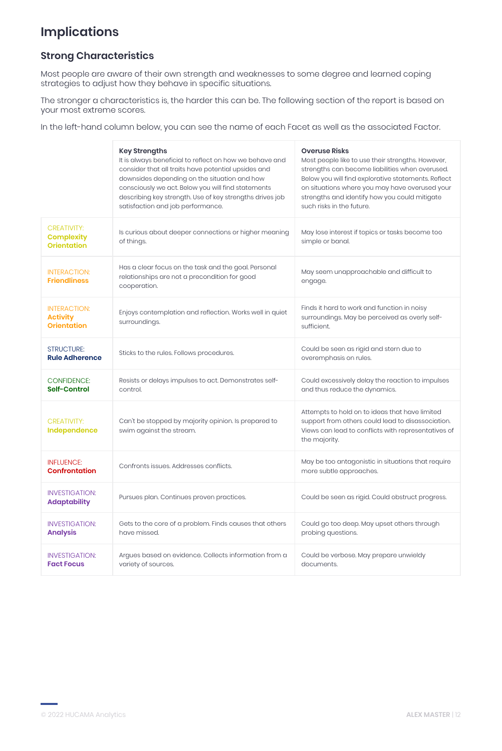# Implications

## Strong Characteristics

Most people are aware of their own strength and weaknesses to some degree and learned coping strategies to adjust how they behave in specific situations.

The stronger a characteristics is, the harder this can be. The following section of the report is based on your most extreme scores.

In the left-hand column below, you can see the name of each Facet as well as the associated Factor.

| | **Key Strengths**<br>It is always beneficial to reflect on how we behave and consider that all traits have potential upsides and downsides depending on the situation and how consciously we act. Below you will find statements describing key strength. Use of key strengths drives job satisfaction and job performance. | **Overuse Risks**<br>Most people like to use their strengths. However, strengths can become liabilities when overused. Below you will find explorative statements. Reflect on situations where you may have overused your strengths and identify how you could mitigate such risks in the future. |
|---|---|---|
| CREATIVITY: **Complexity Orientation** | Is curious about deeper connections or higher meaning of things. | May lose interest if topics or tasks become too simple or banal. |
| INTERACTION: **Friendliness** | Has a clear focus on the task and the goal. Personal relationships are not a precondition for good cooperation. | May seem unapproachable and difficult to engage. |
| INTERACTION: **Activity Orientation** | Enjoys contemplation and reflection. Works well in quiet surroundings. | Finds it hard to work and function in noisy surroundings. May be perceived as overly self-sufficient. |
| STRUCTURE: **Rule Adherence** | Sticks to the rules. Follows procedures. | Could be seen as rigid and stern due to overemphasis on rules. |
| CONFIDENCE: **Self-Control** | Resists or delays impulses to act. Demonstrates self-control. | Could excessively delay the reaction to impulses and thus reduce the dynamics. |
| CREATIVITY: **Independence** | Can't be stopped by majority opinion. Is prepared to swim against the stream. | Attempts to hold on to ideas that have limited support from others could lead to disassociation. Views can lead to conflicts with representatives of the majority. |
| INFLUENCE: **Confrontation** | Confronts issues. Addresses conflicts. | May be too antagonistic in situations that require more subtle approaches. |
| INVESTIGATION: **Adaptability** | Pursues plan. Continues proven practices. | Could be seen as rigid. Could obstruct progress. |
| INVESTIGATION: **Analysis** | Gets to the core of a problem. Finds causes that others have missed. | Could go too deep. May upset others through probing questions. |
| INVESTIGATION: **Fact Focus** | Argues based on evidence. Collects information from a variety of sources. | Could be verbose. May prepare unwieldy documents. |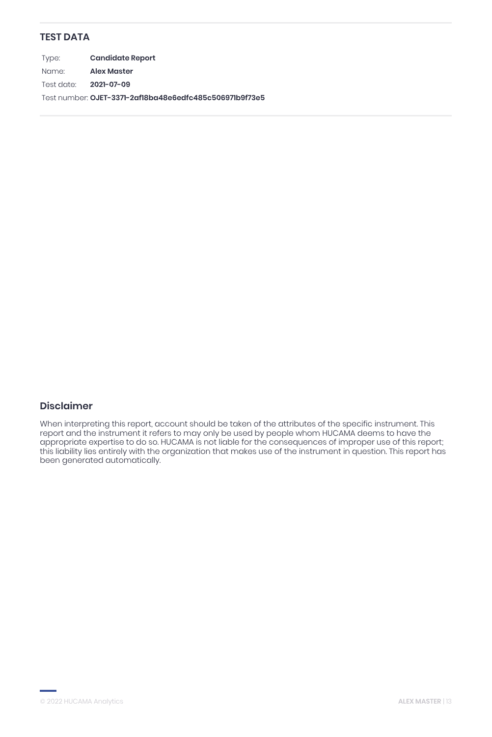## TEST DATA

| | |
|---|---|
| Type: | **Candidate Report** |
| Name: | **Alex Master** |
| Test date: | **2021-07-09** |
| Test number: | **OJET-3371-2af18ba48e6edfc485c506971b9f73e5** |

## Disclaimer

When interpreting this report, account should be taken of the attributes of the specific instrument. This report and the instrument it refers to may only be used by people whom HUCAMA deems to have the appropriate expertise to do so. HUCAMA is not liable for the consequences of improper use of this report; this liability lies entirely with the organization that makes use of the instrument in question. This report has been generated automatically.